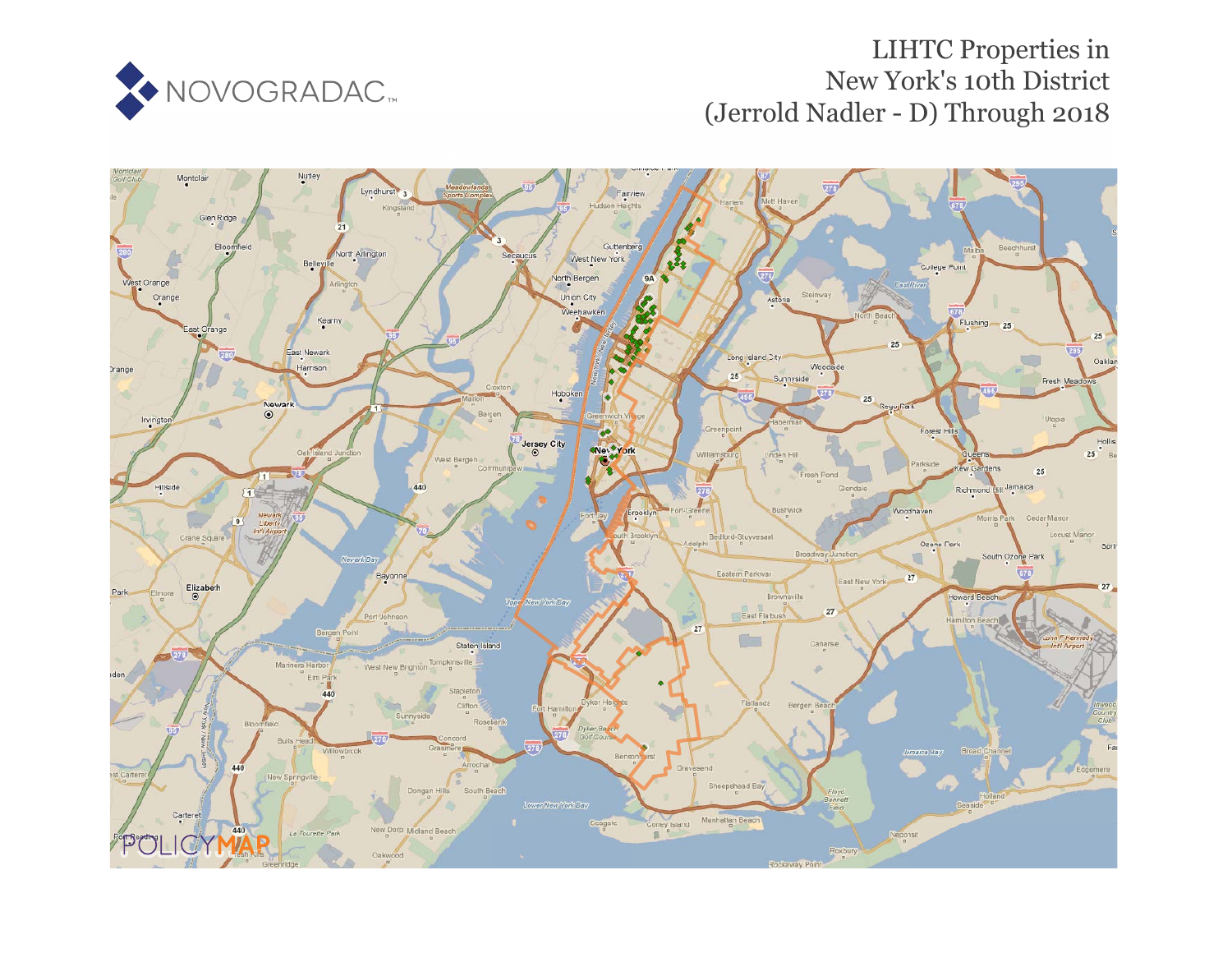NOVOGRADAC

# LIHTC Properties in New York's 10th District (Jerrold Nadler - D) Through 2018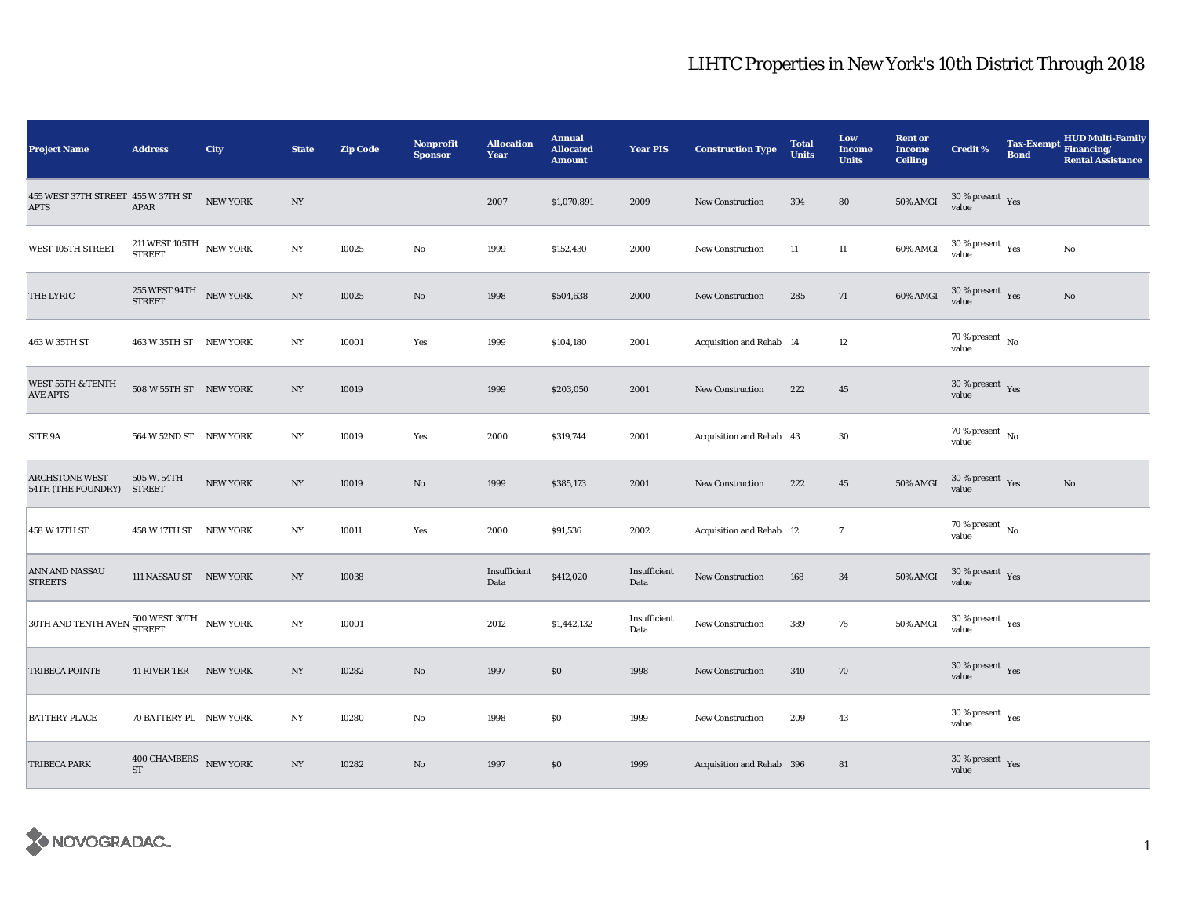# LIHTC Properties in New York's 10th District Through 2018

| Project Name | Address | City | State | Zip Code | Nonprofit Sponsor | Allocation Year | Annual Allocated Amount | Year PIS | Construction Type | Total Units | Low Income Units | Rent or Income Ceiling | Credit % | Tax-Exempt Bond | HUD Multi-Family Financing/ Rental Assistance |
|---|---|---|---|---|---|---|---|---|---|---|---|---|---|---|---|
| 455 WEST 37TH STREET APTS | 455 W 37TH ST APAR | NEW YORK | NY | | | 2007 | $1,070,891 | 2009 | New Construction | 394 | 80 | 50% AMGI | 30 % present value | Yes | |
| WEST 105TH STREET | 211 WEST 105TH STREET | NEW YORK | NY | 10025 | No | 1999 | $152,430 | 2000 | New Construction | 11 | 11 | 60% AMGI | 30 % present value | Yes | No |
| THE LYRIC | 255 WEST 94TH STREET | NEW YORK | NY | 10025 | No | 1998 | $504,638 | 2000 | New Construction | 285 | 71 | 60% AMGI | 30 % present value | Yes | No |
| 463 W 35TH ST | 463 W 35TH ST | NEW YORK | NY | 10001 | Yes | 1999 | $104,180 | 2001 | Acquisition and Rehab | 14 | 12 | | 70 % present value | No | |
| WEST 55TH & TENTH AVE APTS | 508 W 55TH ST | NEW YORK | NY | 10019 | | 1999 | $203,050 | 2001 | New Construction | 222 | 45 | | 30 % present value | Yes | |
| SITE 9A | 564 W 52ND ST | NEW YORK | NY | 10019 | Yes | 2000 | $319,744 | 2001 | Acquisition and Rehab | 43 | 30 | | 70 % present value | No | |
| ARCHSTONE WEST 54TH (THE FOUNDRY) | 505 W. 54TH STREET | NEW YORK | NY | 10019 | No | 1999 | $385,173 | 2001 | New Construction | 222 | 45 | 50% AMGI | 30 % present value | Yes | No |
| 458 W 17TH ST | 458 W 17TH ST | NEW YORK | NY | 10011 | Yes | 2000 | $91,536 | 2002 | Acquisition and Rehab | 12 | 7 | | 70 % present value | No | |
| ANN AND NASSAU STREETS | 111 NASSAU ST | NEW YORK | NY | 10038 | | Insufficient Data | $412,020 | Insufficient Data | New Construction | 168 | 34 | 50% AMGI | 30 % present value | Yes | |
| 30TH AND TENTH AVEN | 500 WEST 30TH STREET | NEW YORK | NY | 10001 | | 2012 | $1,442,132 | Insufficient Data | New Construction | 389 | 78 | 50% AMGI | 30 % present value | Yes | |
| TRIBECA POINTE | 41 RIVER TER | NEW YORK | NY | 10282 | No | 1997 | $0 | 1998 | New Construction | 340 | 70 | | 30 % present value | Yes | |
| BATTERY PLACE | 70 BATTERY PL | NEW YORK | NY | 10280 | No | 1998 | $0 | 1999 | New Construction | 209 | 43 | | 30 % present value | Yes | |
| TRIBECA PARK | 400 CHAMBERS ST | NEW YORK | NY | 10282 | No | 1997 | $0 | 1999 | Acquisition and Rehab | 396 | 81 | | 30 % present value | Yes | |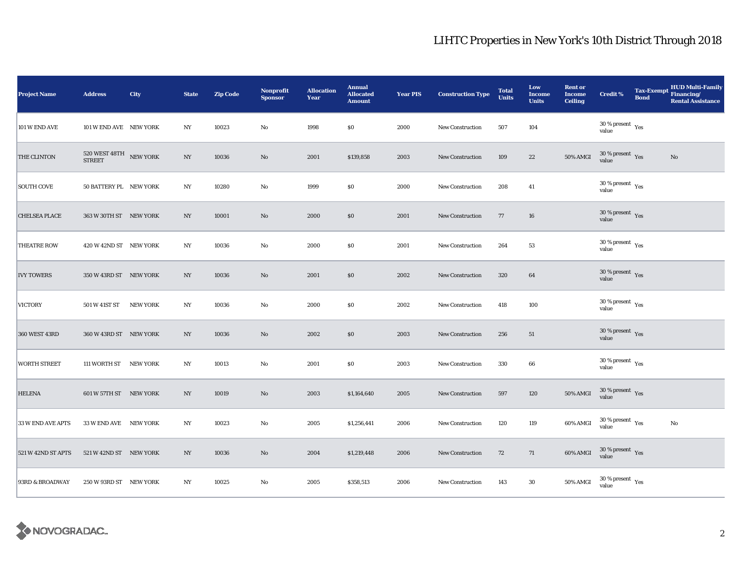# LIHTC Properties in New York's 10th District Through 2018

| Project Name | Address | City | State | Zip Code | Nonprofit Sponsor | Allocation Year | Annual Allocated Amount | Year PIS | Construction Type | Total Units | Low Income Units | Rent or Income Ceiling | Credit % | Tax-Exempt Bond | HUD Multi-Family Financing/ Rental Assistance |
|---|---|---|---|---|---|---|---|---|---|---|---|---|---|---|---|
| 101 W END AVE | 101 W END AVE | NEW YORK | NY | 10023 | No | 1998 | $0 | 2000 | New Construction | 507 | 104 | | 30 % present value | Yes | |
| THE CLINTON | 520 WEST 48TH STREET | NEW YORK | NY | 10036 | No | 2001 | $139,858 | 2003 | New Construction | 109 | 22 | 50% AMGI | 30 % present value | Yes | No |
| SOUTH COVE | 50 BATTERY PL | NEW YORK | NY | 10280 | No | 1999 | $0 | 2000 | New Construction | 208 | 41 | | 30 % present value | Yes | |
| CHELSEA PLACE | 363 W 30TH ST | NEW YORK | NY | 10001 | No | 2000 | $0 | 2001 | New Construction | 77 | 16 | | 30 % present value | Yes | |
| THEATRE ROW | 420 W 42ND ST | NEW YORK | NY | 10036 | No | 2000 | $0 | 2001 | New Construction | 264 | 53 | | 30 % present value | Yes | |
| IVY TOWERS | 350 W 43RD ST | NEW YORK | NY | 10036 | No | 2001 | $0 | 2002 | New Construction | 320 | 64 | | 30 % present value | Yes | |
| VICTORY | 501 W 41ST ST | NEW YORK | NY | 10036 | No | 2000 | $0 | 2002 | New Construction | 418 | 100 | | 30 % present value | Yes | |
| 360 WEST 43RD | 360 W 43RD ST | NEW YORK | NY | 10036 | No | 2002 | $0 | 2003 | New Construction | 256 | 51 | | 30 % present value | Yes | |
| WORTH STREET | 111 WORTH ST | NEW YORK | NY | 10013 | No | 2001 | $0 | 2003 | New Construction | 330 | 66 | | 30 % present value | Yes | |
| HELENA | 601 W 57TH ST | NEW YORK | NY | 10019 | No | 2003 | $1,164,640 | 2005 | New Construction | 597 | 120 | 50% AMGI | 30 % present value | Yes | |
| 33 W END AVE APTS | 33 W END AVE | NEW YORK | NY | 10023 | No | 2005 | $1,256,441 | 2006 | New Construction | 120 | 119 | 60% AMGI | 30 % present value | Yes | No |
| 521 W 42ND ST APTS | 521 W 42ND ST | NEW YORK | NY | 10036 | No | 2004 | $1,219,448 | 2006 | New Construction | 72 | 71 | 60% AMGI | 30 % present value | Yes | |
| 93RD & BROADWAY | 250 W 93RD ST | NEW YORK | NY | 10025 | No | 2005 | $358,513 | 2006 | New Construction | 143 | 30 | 50% AMGI | 30 % present value | Yes | |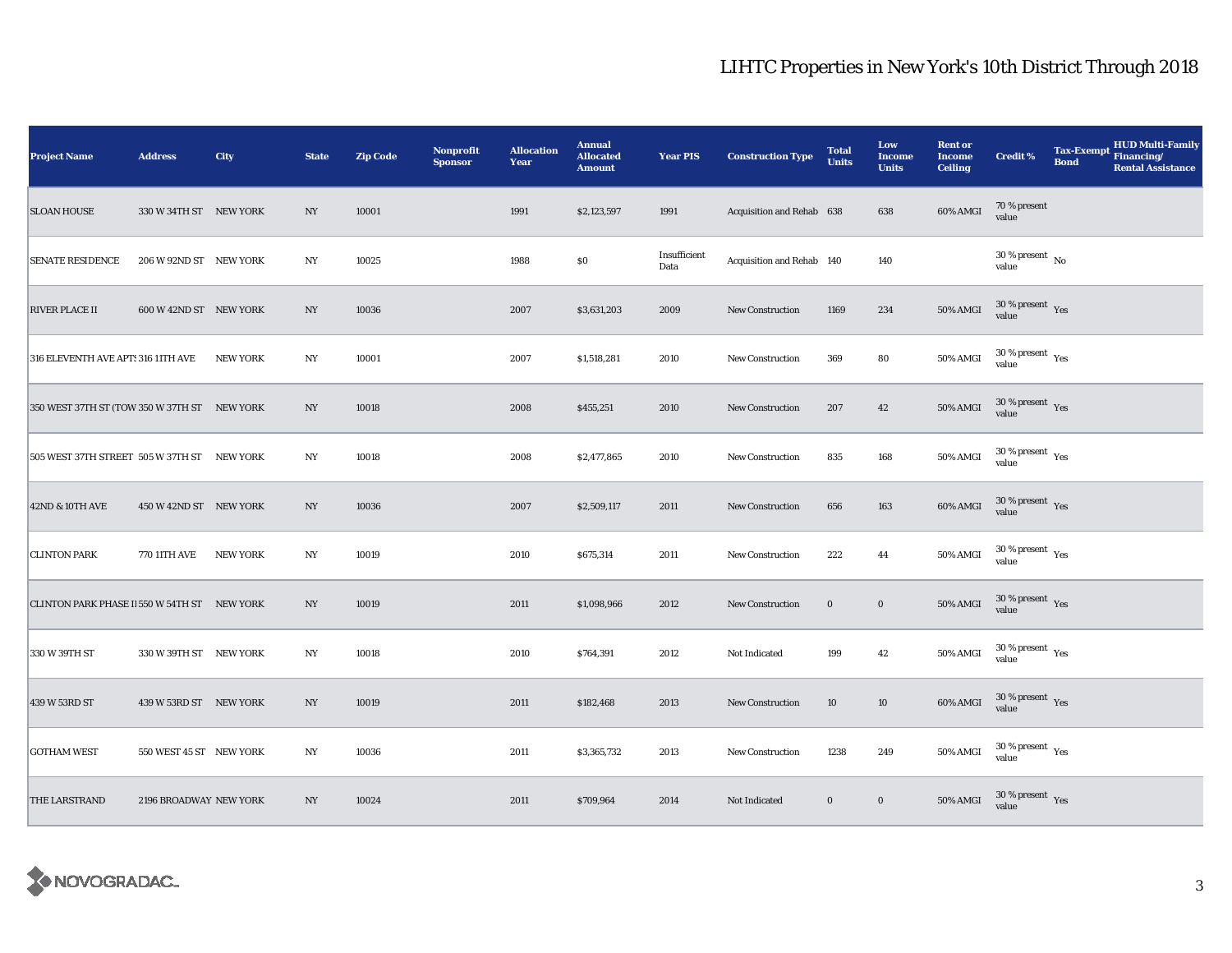# LIHTC Properties in New York's 10th District Through 2018

| Project Name | Address | City | State | Zip Code | Nonprofit Sponsor | Allocation Year | Annual Allocated Amount | Year PIS | Construction Type | Total Units | Low Income Units | Rent or Income Ceiling | Credit % | Tax-Exempt Bond | HUD Multi-Family Financing/ Rental Assistance |
|---|---|---|---|---|---|---|---|---|---|---|---|---|---|---|---|
| SLOAN HOUSE | 330 W 34TH ST | NEW YORK | NY | 10001 | | 1991 | $2,123,597 | 1991 | Acquisition and Rehab | 638 | 638 | 60% AMGI | 70 % present value | | |
| SENATE RESIDENCE | 206 W 92ND ST | NEW YORK | NY | 10025 | | 1988 | $0 | Insufficient Data | Acquisition and Rehab | 140 | 140 | | 30 % present value | No | |
| RIVER PLACE II | 600 W 42ND ST | NEW YORK | NY | 10036 | | 2007 | $3,631,203 | 2009 | New Construction | 1169 | 234 | 50% AMGI | 30 % present value | Yes | |
| 316 ELEVENTH AVE APTS | 316 11TH AVE | NEW YORK | NY | 10001 | | 2007 | $1,518,281 | 2010 | New Construction | 369 | 80 | 50% AMGI | 30 % present value | Yes | |
| 350 WEST 37TH ST (TOW | 350 W 37TH ST | NEW YORK | NY | 10018 | | 2008 | $455,251 | 2010 | New Construction | 207 | 42 | 50% AMGI | 30 % present value | Yes | |
| 505 WEST 37TH STREET | 505 W 37TH ST | NEW YORK | NY | 10018 | | 2008 | $2,477,865 | 2010 | New Construction | 835 | 168 | 50% AMGI | 30 % present value | Yes | |
| 42ND & 10TH AVE | 450 W 42ND ST | NEW YORK | NY | 10036 | | 2007 | $2,509,117 | 2011 | New Construction | 656 | 163 | 60% AMGI | 30 % present value | Yes | |
| CLINTON PARK | 770 11TH AVE | NEW YORK | NY | 10019 | | 2010 | $675,314 | 2011 | New Construction | 222 | 44 | 50% AMGI | 30 % present value | Yes | |
| CLINTON PARK PHASE II | 550 W 54TH ST | NEW YORK | NY | 10019 | | 2011 | $1,098,966 | 2012 | New Construction | 0 | 0 | 50% AMGI | 30 % present value | Yes | |
| 330 W 39TH ST | 330 W 39TH ST | NEW YORK | NY | 10018 | | 2010 | $764,391 | 2012 | Not Indicated | 199 | 42 | 50% AMGI | 30 % present value | Yes | |
| 439 W 53RD ST | 439 W 53RD ST | NEW YORK | NY | 10019 | | 2011 | $182,468 | 2013 | New Construction | 10 | 10 | 60% AMGI | 30 % present value | Yes | |
| GOTHAM WEST | 550 WEST 45 ST | NEW YORK | NY | 10036 | | 2011 | $3,365,732 | 2013 | New Construction | 1238 | 249 | 50% AMGI | 30 % present value | Yes | |
| THE LARSTRAND | 2196 BROADWAY | NEW YORK | NY | 10024 | | 2011 | $709,964 | 2014 | Not Indicated | 0 | 0 | 50% AMGI | 30 % present value | Yes | |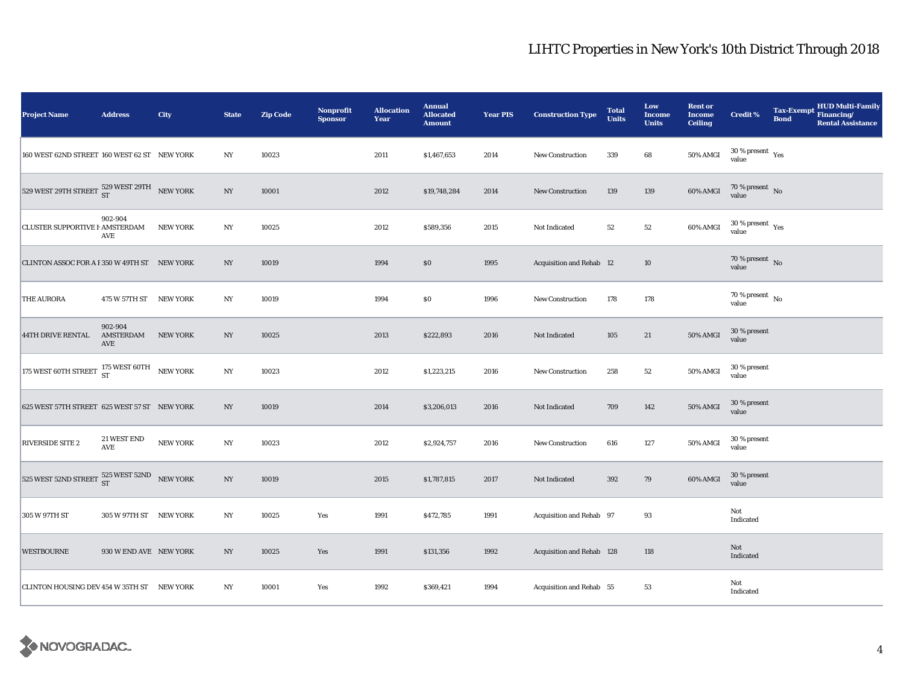# LIHTC Properties in New York's 10th District Through 2018

| Project Name | Address | City | State | Zip Code | Nonprofit Sponsor | Allocation Year | Annual Allocated Amount | Year PIS | Construction Type | Total Units | Low Income Units | Rent or Income Ceiling | Credit % | Tax-Exempt Bond | HUD Multi-Family Financing/ Rental Assistance |
|---|---|---|---|---|---|---|---|---|---|---|---|---|---|---|---|
| 160 WEST 62ND STREET | 160 WEST 62 ST | NEW YORK | NY | 10023 | | 2011 | $1,467,653 | 2014 | New Construction | 339 | 68 | 50% AMGI | 30 % present value | Yes | |
| 529 WEST 29TH STREET | 529 WEST 29TH ST | NEW YORK | NY | 10001 | | 2012 | $19,748,284 | 2014 | New Construction | 139 | 139 | 60% AMGI | 70 % present value | No | |
| CLUSTER SUPPORTIVE H | 902-904 AMSTERDAM AVE | NEW YORK | NY | 10025 | | 2012 | $589,356 | 2015 | Not Indicated | 52 | 52 | 60% AMGI | 30 % present value | Yes | |
| CLINTON ASSOC FOR A I | 350 W 49TH ST | NEW YORK | NY | 10019 | | 1994 | $0 | 1995 | Acquisition and Rehab | 12 | 10 | | 70 % present value | No | |
| THE AURORA | 475 W 57TH ST | NEW YORK | NY | 10019 | | 1994 | $0 | 1996 | New Construction | 178 | 178 | | 70 % present value | No | |
| 44TH DRIVE RENTAL | 902-904 AMSTERDAM AVE | NEW YORK | NY | 10025 | | 2013 | $222,893 | 2016 | Not Indicated | 105 | 21 | 50% AMGI | 30 % present value | | |
| 175 WEST 60TH STREET | 175 WEST 60TH ST | NEW YORK | NY | 10023 | | 2012 | $1,223,215 | 2016 | New Construction | 258 | 52 | 50% AMGI | 30 % present value | | |
| 625 WEST 57TH STREET | 625 WEST 57 ST | NEW YORK | NY | 10019 | | 2014 | $3,206,013 | 2016 | Not Indicated | 709 | 142 | 50% AMGI | 30 % present value | | |
| RIVERSIDE SITE 2 | 21 WEST END AVE | NEW YORK | NY | 10023 | | 2012 | $2,924,757 | 2016 | New Construction | 616 | 127 | 50% AMGI | 30 % present value | | |
| 525 WEST 52ND STREET | 525 WEST 52ND ST | NEW YORK | NY | 10019 | | 2015 | $1,787,815 | 2017 | Not Indicated | 392 | 79 | 60% AMGI | 30 % present value | | |
| 305 W 97TH ST | 305 W 97TH ST | NEW YORK | NY | 10025 | Yes | 1991 | $472,785 | 1991 | Acquisition and Rehab | 97 | 93 | | Not Indicated | | |
| WESTBOURNE | 930 W END AVE | NEW YORK | NY | 10025 | Yes | 1991 | $131,356 | 1992 | Acquisition and Rehab | 128 | 118 | | Not Indicated | | |
| CLINTON HOUSING DEV | 454 W 35TH ST | NEW YORK | NY | 10001 | Yes | 1992 | $369,421 | 1994 | Acquisition and Rehab | 55 | 53 | | Not Indicated | | |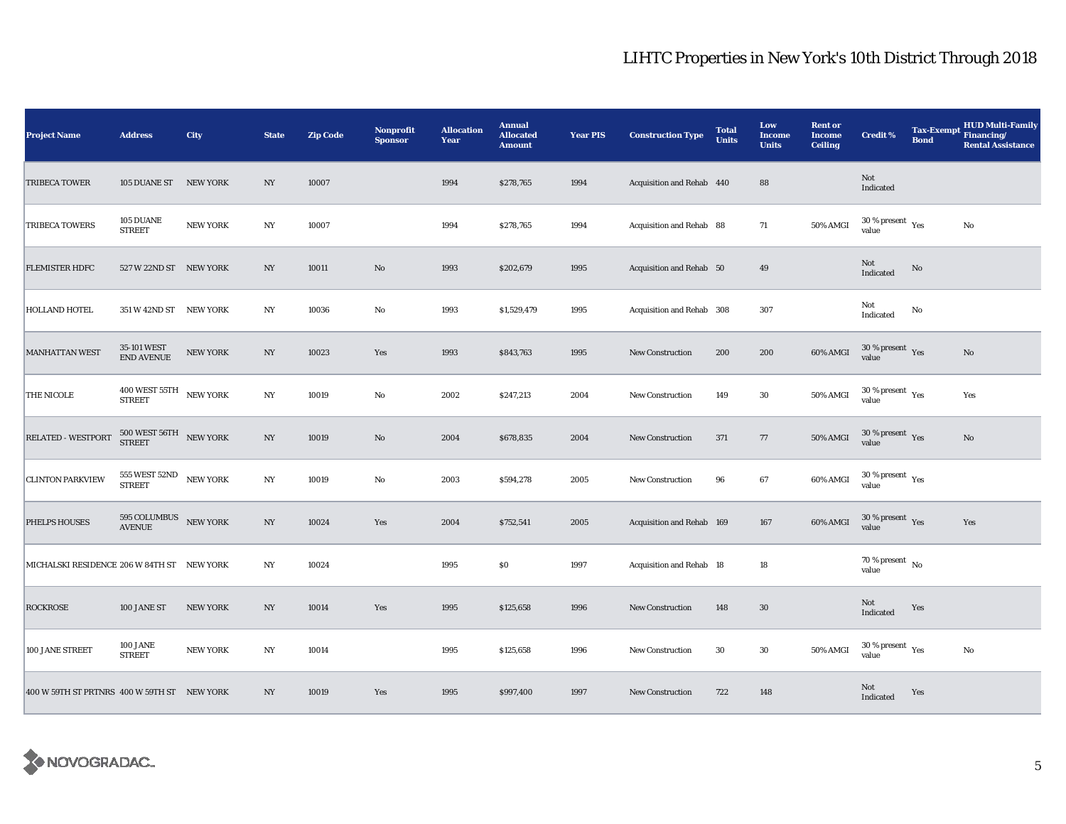# LIHTC Properties in New York's 10th District Through 2018

| Project Name | Address | City | State | Zip Code | Nonprofit Sponsor | Allocation Year | Annual Allocated Amount | Year PIS | Construction Type | Total Units | Low Income Units | Rent or Income Ceiling | Credit % | Tax-Exempt Bond | HUD Multi-Family Financing/ Rental Assistance |
|---|---|---|---|---|---|---|---|---|---|---|---|---|---|---|---|
| TRIBECA TOWER | 105 DUANE ST | NEW YORK | NY | 10007 | | 1994 | $278,765 | 1994 | Acquisition and Rehab | 440 | 88 | | Not Indicated | | |
| TRIBECA TOWERS | 105 DUANE STREET | NEW YORK | NY | 10007 | | 1994 | $278,765 | 1994 | Acquisition and Rehab | 88 | 71 | 50% AMGI | 30 % present value | Yes | No |
| FLEMISTER HDFC | 527 W 22ND ST | NEW YORK | NY | 10011 | No | 1993 | $202,679 | 1995 | Acquisition and Rehab | 50 | 49 | | Not Indicated | No | |
| HOLLAND HOTEL | 351 W 42ND ST | NEW YORK | NY | 10036 | No | 1993 | $1,529,479 | 1995 | Acquisition and Rehab | 308 | 307 | | Not Indicated | No | |
| MANHATTAN WEST | 35-101 WEST END AVENUE | NEW YORK | NY | 10023 | Yes | 1993 | $843,763 | 1995 | New Construction | 200 | 200 | 60% AMGI | 30 % present value | Yes | No |
| THE NICOLE | 400 WEST 55TH STREET | NEW YORK | NY | 10019 | No | 2002 | $247,213 | 2004 | New Construction | 149 | 30 | 50% AMGI | 30 % present value | Yes | Yes |
| RELATED - WESTPORT | 500 WEST 56TH STREET | NEW YORK | NY | 10019 | No | 2004 | $678,835 | 2004 | New Construction | 371 | 77 | 50% AMGI | 30 % present value | Yes | No |
| CLINTON PARKVIEW | 555 WEST 52ND STREET | NEW YORK | NY | 10019 | No | 2003 | $594,278 | 2005 | New Construction | 96 | 67 | 60% AMGI | 30 % present value | Yes | |
| PHELPS HOUSES | 595 COLUMBUS AVENUE | NEW YORK | NY | 10024 | Yes | 2004 | $752,541 | 2005 | Acquisition and Rehab | 169 | 167 | 60% AMGI | 30 % present value | Yes | Yes |
| MICHALSKI RESIDENCE | 206 W 84TH ST | NEW YORK | NY | 10024 | | 1995 | $0 | 1997 | Acquisition and Rehab | 18 | 18 | | 70 % present value | No | |
| ROCKROSE | 100 JANE ST | NEW YORK | NY | 10014 | Yes | 1995 | $125,658 | 1996 | New Construction | 148 | 30 | | Not Indicated | Yes | |
| 100 JANE STREET | 100 JANE STREET | NEW YORK | NY | 10014 | | 1995 | $125,658 | 1996 | New Construction | 30 | 30 | 50% AMGI | 30 % present value | Yes | No |
| 400 W 59TH ST PRTNRS | 400 W 59TH ST | NEW YORK | NY | 10019 | Yes | 1995 | $997,400 | 1997 | New Construction | 722 | 148 | | Not Indicated | Yes | |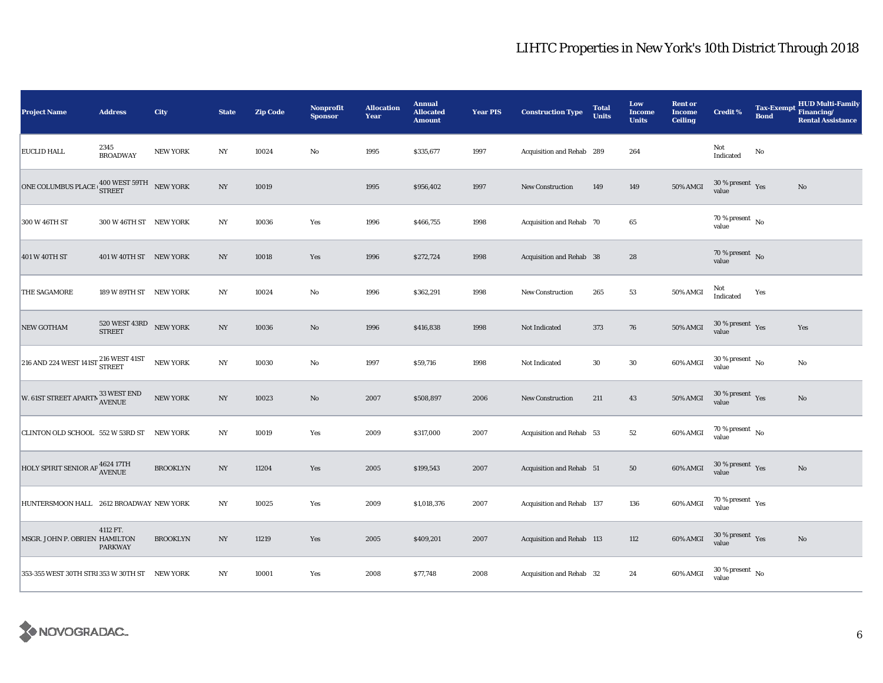# LIHTC Properties in New York's 10th District Through 2018

| Project Name | Address | City | State | Zip Code | Nonprofit Sponsor | Allocation Year | Annual Allocated Amount | Year PIS | Construction Type | Total Units | Low Income Units | Rent or Income Ceiling | Credit % | Tax-Exempt Bond | HUD Multi-Family Financing/ Rental Assistance |
|---|---|---|---|---|---|---|---|---|---|---|---|---|---|---|---|
| EUCLID HALL | 2345 BROADWAY | NEW YORK | NY | 10024 | No | 1995 | $335,677 | 1997 | Acquisition and Rehab | 289 | 264 | | Not Indicated | No | |
| ONE COLUMBUS PLACE ( | 400 WEST 59TH STREET | NEW YORK | NY | 10019 | | 1995 | $956,402 | 1997 | New Construction | 149 | 149 | 50% AMGI | 30 % present value | Yes | No |
| 300 W 46TH ST | 300 W 46TH ST | NEW YORK | NY | 10036 | Yes | 1996 | $466,755 | 1998 | Acquisition and Rehab | 70 | 65 | | 70 % present value | No | |
| 401 W 40TH ST | 401 W 40TH ST | NEW YORK | NY | 10018 | Yes | 1996 | $272,724 | 1998 | Acquisition and Rehab | 38 | 28 | | 70 % present value | No | |
| THE SAGAMORE | 189 W 89TH ST | NEW YORK | NY | 10024 | No | 1996 | $362,291 | 1998 | New Construction | 265 | 53 | 50% AMGI | Not Indicated | Yes | |
| NEW GOTHAM | 520 WEST 43RD STREET | NEW YORK | NY | 10036 | No | 1996 | $416,838 | 1998 | Not Indicated | 373 | 76 | 50% AMGI | 30 % present value | Yes | Yes |
| 216 AND 224 WEST 141ST | 216 WEST 41ST STREET | NEW YORK | NY | 10030 | No | 1997 | $59,716 | 1998 | Not Indicated | 30 | 30 | 60% AMGI | 30 % present value | No | No |
| W. 61ST STREET APARTM | 33 WEST END AVENUE | NEW YORK | NY | 10023 | No | 2007 | $508,897 | 2006 | New Construction | 211 | 43 | 50% AMGI | 30 % present value | Yes | No |
| CLINTON OLD SCHOOL | 552 W 53RD ST | NEW YORK | NY | 10019 | Yes | 2009 | $317,000 | 2007 | Acquisition and Rehab | 53 | 52 | 60% AMGI | 70 % present value | No | |
| HOLY SPIRIT SENIOR AP | 4624 17TH AVENUE | BROOKLYN | NY | 11204 | Yes | 2005 | $199,543 | 2007 | Acquisition and Rehab | 51 | 50 | 60% AMGI | 30 % present value | Yes | No |
| HUNTERSMOON HALL | 2612 BROADWAY | NEW YORK | NY | 10025 | Yes | 2009 | $1,018,376 | 2007 | Acquisition and Rehab | 137 | 136 | 60% AMGI | 70 % present value | Yes | |
| MSGR. JOHN P. OBRIEN | 4112 FT. HAMILTON PARKWAY | BROOKLYN | NY | 11219 | Yes | 2005 | $409,201 | 2007 | Acquisition and Rehab | 113 | 112 | 60% AMGI | 30 % present value | Yes | No |
| 353-355 WEST 30TH STRE | 353 W 30TH ST | NEW YORK | NY | 10001 | Yes | 2008 | $77,748 | 2008 | Acquisition and Rehab | 32 | 24 | 60% AMGI | 30 % present value | No | |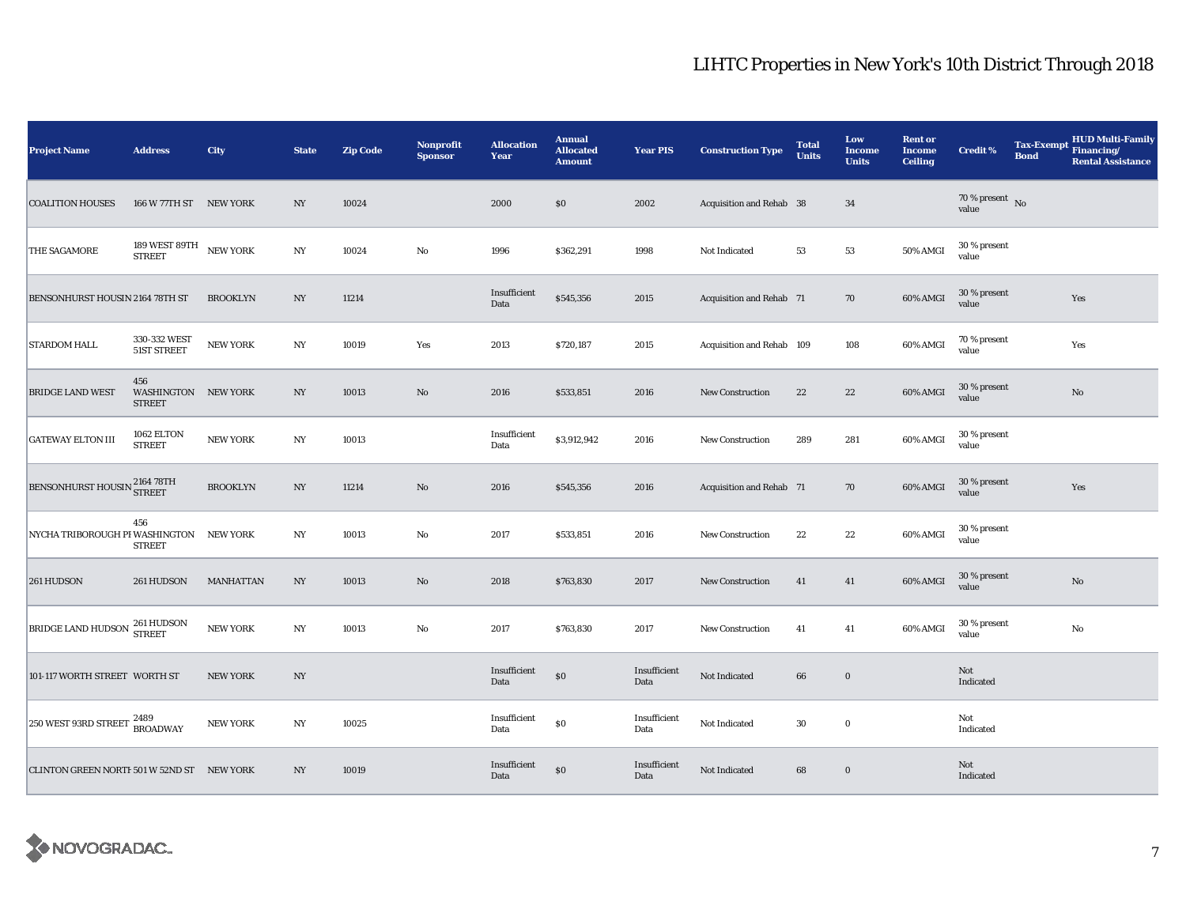# LIHTC Properties in New York's 10th District Through 2018

| Project Name | Address | City | State | Zip Code | Nonprofit Sponsor | Allocation Year | Annual Allocated Amount | Year PIS | Construction Type | Total Units | Low Income Units | Rent or Income Ceiling | Credit % | Tax-Exempt Bond | HUD Multi-Family Financing/ Rental Assistance |
|---|---|---|---|---|---|---|---|---|---|---|---|---|---|---|---|
| COALITION HOUSES | 166 W 77TH ST | NEW YORK | NY | 10024 | | 2000 | $0 | 2002 | Acquisition and Rehab | 38 | 34 | | 70 % present value | No | |
| THE SAGAMORE | 189 WEST 89TH STREET | NEW YORK | NY | 10024 | No | 1996 | $362,291 | 1998 | Not Indicated | 53 | 53 | 50% AMGI | 30 % present value | | |
| BENSONHURST HOUSIN | 2164 78TH ST | BROOKLYN | NY | 11214 | | Insufficient Data | $545,356 | 2015 | Acquisition and Rehab | 71 | 70 | 60% AMGI | 30 % present value | | Yes |
| STARDOM HALL | 330-332 WEST 51ST STREET | NEW YORK | NY | 10019 | Yes | 2013 | $720,187 | 2015 | Acquisition and Rehab | 109 | 108 | 60% AMGI | 70 % present value | | Yes |
| BRIDGE LAND WEST | 456 WASHINGTON STREET | NEW YORK | NY | 10013 | No | 2016 | $533,851 | 2016 | New Construction | 22 | 22 | 60% AMGI | 30 % present value | | No |
| GATEWAY ELTON III | 1062 ELTON STREET | NEW YORK | NY | 10013 | | Insufficient Data | $3,912,942 | 2016 | New Construction | 289 | 281 | 60% AMGI | 30 % present value | | |
| BENSONHURST HOUSIN | 2164 78TH STREET | BROOKLYN | NY | 11214 | No | 2016 | $545,356 | 2016 | Acquisition and Rehab | 71 | 70 | 60% AMGI | 30 % present value | | Yes |
| NYCHA TRIBOROUGH PI | 456 WASHINGTON STREET | NEW YORK | NY | 10013 | No | 2017 | $533,851 | 2016 | New Construction | 22 | 22 | 60% AMGI | 30 % present value | | |
| 261 HUDSON | 261 HUDSON | MANHATTAN | NY | 10013 | No | 2018 | $763,830 | 2017 | New Construction | 41 | 41 | 60% AMGI | 30 % present value | | No |
| BRIDGE LAND HUDSON | 261 HUDSON STREET | NEW YORK | NY | 10013 | No | 2017 | $763,830 | 2017 | New Construction | 41 | 41 | 60% AMGI | 30 % present value | | No |
| 101-117 WORTH STREET | WORTH ST | NEW YORK | NY | | | Insufficient Data | $0 | Insufficient Data | Not Indicated | 66 | 0 | | Not Indicated | | |
| 250 WEST 93RD STREET | 2489 BROADWAY | NEW YORK | NY | 10025 | | Insufficient Data | $0 | Insufficient Data | Not Indicated | 30 | 0 | | Not Indicated | | |
| CLINTON GREEN NORTH | 501 W 52ND ST | NEW YORK | NY | 10019 | | Insufficient Data | $0 | Insufficient Data | Not Indicated | 68 | 0 | | Not Indicated | | |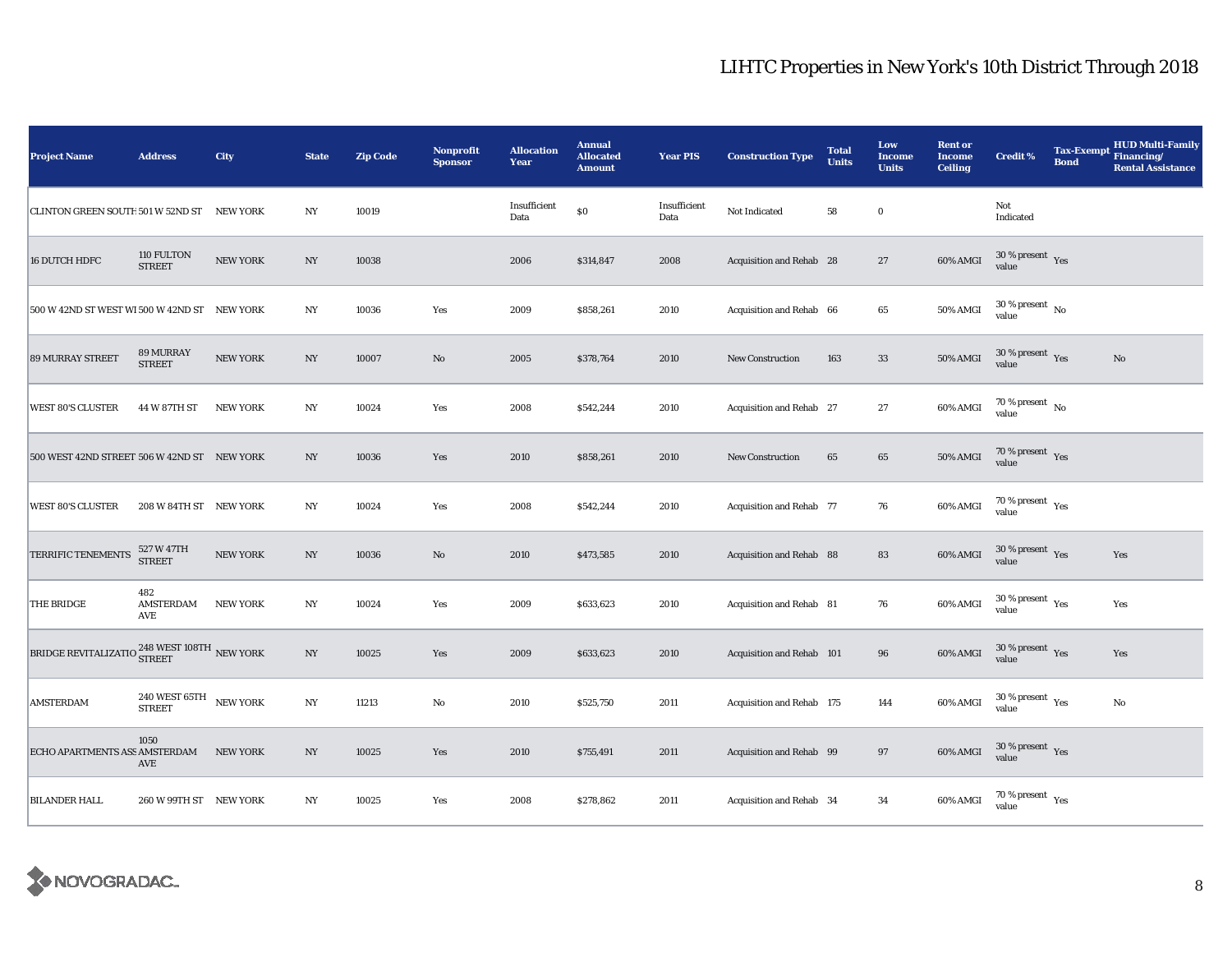# LIHTC Properties in New York's 10th District Through 2018

| Project Name | Address | City | State | Zip Code | Nonprofit Sponsor | Allocation Year | Annual Allocated Amount | Year PIS | Construction Type | Total Units | Low Income Units | Rent or Income Ceiling | Credit % | Tax-Exempt Bond | HUD Multi-Family Financing/ Rental Assistance |
|---|---|---|---|---|---|---|---|---|---|---|---|---|---|---|---|
| CLINTON GREEN SOUTH | 501 W 52ND ST | NEW YORK | NY | 10019 | | Insufficient Data | $0 | Insufficient Data | Not Indicated | 58 | 0 | | Not Indicated | | |
| 16 DUTCH HDFC | 110 FULTON STREET | NEW YORK | NY | 10038 | | 2006 | $314,847 | 2008 | Acquisition and Rehab | 28 | 27 | 60% AMGI | 30 % present value | Yes | |
| 500 W 42ND ST WEST WI | 500 W 42ND ST | NEW YORK | NY | 10036 | Yes | 2009 | $858,261 | 2010 | Acquisition and Rehab | 66 | 65 | 50% AMGI | 30 % present value | No | |
| 89 MURRAY STREET | 89 MURRAY STREET | NEW YORK | NY | 10007 | No | 2005 | $378,764 | 2010 | New Construction | 163 | 33 | 50% AMGI | 30 % present value | Yes | No |
| WEST 80'S CLUSTER | 44 W 87TH ST | NEW YORK | NY | 10024 | Yes | 2008 | $542,244 | 2010 | Acquisition and Rehab | 27 | 27 | 60% AMGI | 70 % present value | No | |
| 500 WEST 42ND STREET | 506 W 42ND ST | NEW YORK | NY | 10036 | Yes | 2010 | $858,261 | 2010 | New Construction | 65 | 65 | 50% AMGI | 70 % present value | Yes | |
| WEST 80'S CLUSTER | 208 W 84TH ST | NEW YORK | NY | 10024 | Yes | 2008 | $542,244 | 2010 | Acquisition and Rehab | 77 | 76 | 60% AMGI | 70 % present value | Yes | |
| TERRIFIC TENEMENTS | 527 W 47TH STREET | NEW YORK | NY | 10036 | No | 2010 | $473,585 | 2010 | Acquisition and Rehab | 88 | 83 | 60% AMGI | 30 % present value | Yes | Yes |
| THE BRIDGE | 482 AMSTERDAM AVE | NEW YORK | NY | 10024 | Yes | 2009 | $633,623 | 2010 | Acquisition and Rehab | 81 | 76 | 60% AMGI | 30 % present value | Yes | Yes |
| BRIDGE REVITALIZATIO | 248 WEST 108TH STREET | NEW YORK | NY | 10025 | Yes | 2009 | $633,623 | 2010 | Acquisition and Rehab | 101 | 96 | 60% AMGI | 30 % present value | Yes | Yes |
| AMSTERDAM | 240 WEST 65TH STREET | NEW YORK | NY | 11213 | No | 2010 | $525,750 | 2011 | Acquisition and Rehab | 175 | 144 | 60% AMGI | 30 % present value | Yes | No |
| ECHO APARTMENTS ASS | 1050 AMSTERDAM AVE | NEW YORK | NY | 10025 | Yes | 2010 | $755,491 | 2011 | Acquisition and Rehab | 99 | 97 | 60% AMGI | 30 % present value | Yes | |
| BILANDER HALL | 260 W 99TH ST | NEW YORK | NY | 10025 | Yes | 2008 | $278,862 | 2011 | Acquisition and Rehab | 34 | 34 | 60% AMGI | 70 % present value | Yes | |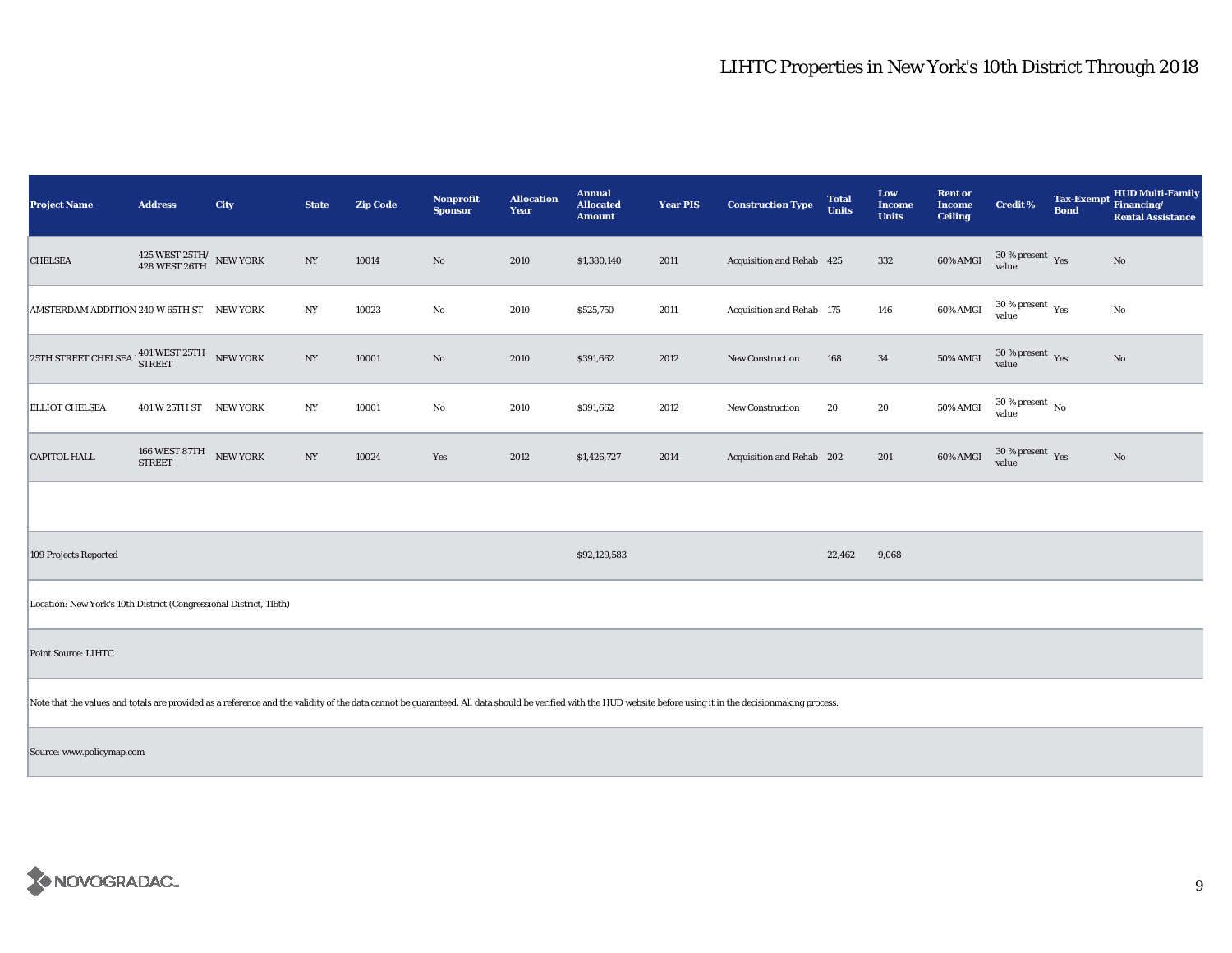# LIHTC Properties in New York's 10th District Through 2018

| Project Name | Address | City | State | Zip Code | Nonprofit Sponsor | Allocation Year | Annual Allocated Amount | Year PIS | Construction Type | Total Units | Low Income Units | Rent or Income Ceiling | Credit % | Tax-Exempt Bond | HUD Multi-Family Financing/ Rental Assistance |
|---|---|---|---|---|---|---|---|---|---|---|---|---|---|---|---|
| CHELSEA | 425 WEST 25TH/ 428 WEST 26TH | NEW YORK | NY | 10014 | No | 2010 | $1,380,140 | 2011 | Acquisition and Rehab | 425 | 332 | 60% AMGI | 30 % present value | Yes | No |
| AMSTERDAM ADDITION | 240 W 65TH ST | NEW YORK | NY | 10023 | No | 2010 | $525,750 | 2011 | Acquisition and Rehab | 175 | 146 | 60% AMGI | 30 % present value | Yes | No |
| 25TH STREET CHELSEA I | 401 WEST 25TH STREET | NEW YORK | NY | 10001 | No | 2010 | $391,662 | 2012 | New Construction | 168 | 34 | 50% AMGI | 30 % present value | Yes | No |
| ELLIOT CHELSEA | 401 W 25TH ST | NEW YORK | NY | 10001 | No | 2010 | $391,662 | 2012 | New Construction | 20 | 20 | 50% AMGI | 30 % present value | No | |
| CAPITOL HALL | 166 WEST 87TH STREET | NEW YORK | NY | 10024 | Yes | 2012 | $1,426,727 | 2014 | Acquisition and Rehab | 202 | 201 | 60% AMGI | 30 % present value | Yes | No |
| | | | | | | | | | | | | | | | |
| 109 Projects Reported | | | | | | | $92,129,583 | | | 22,462 | 9,068 | | | | |

Location: New York's 10th District (Congressional District, 116th)

Point Source: LIHTC

Note that the values and totals are provided as a reference and the validity of the data cannot be guaranteed. All data should be verified with the HUD website before using it in the decisionmaking process.

Source: www.policymap.com